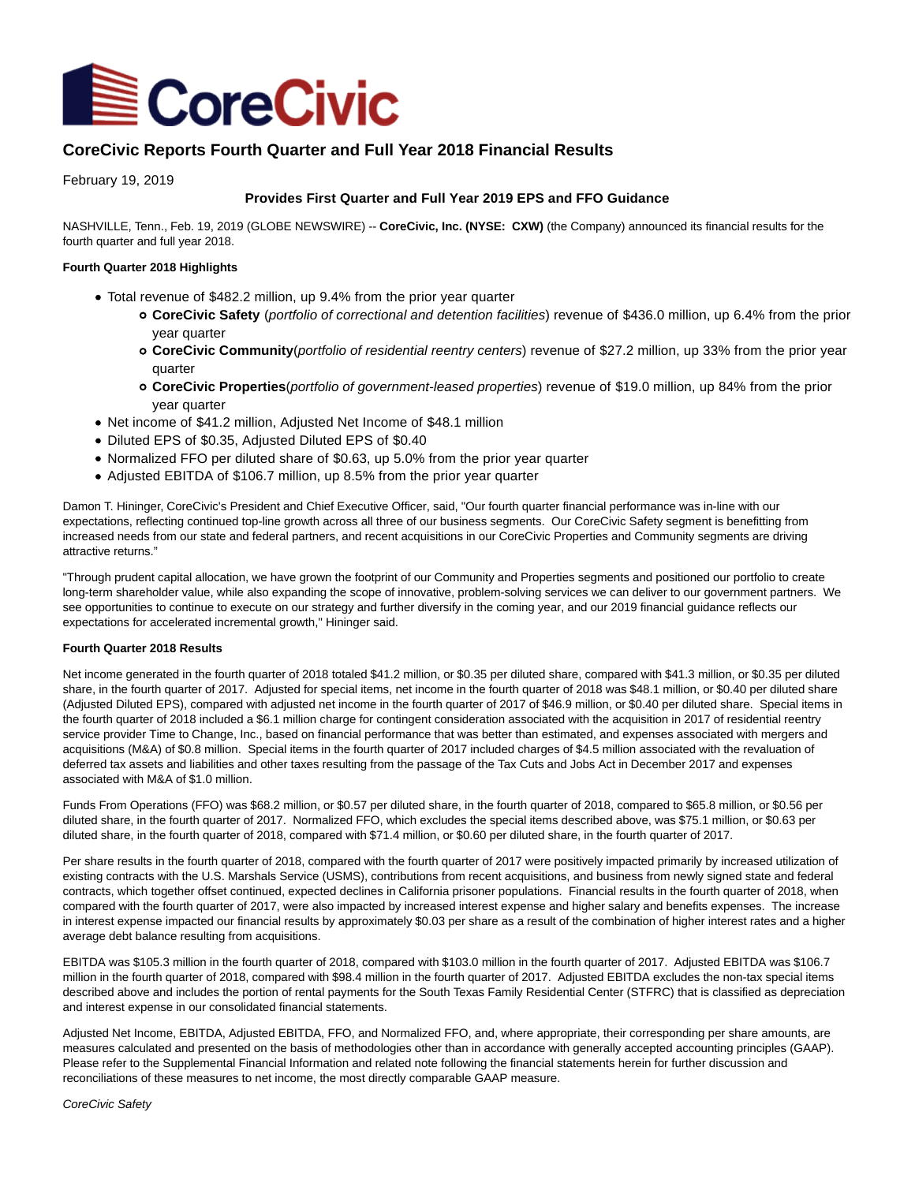# CoreCivic Reports Fourth Quarter and Full Year 2018 Financial Results

February 19, 2019

**Provides First Quarter and Full Year 2019 EPS and FFO Guidance**

NASHVILLE, Tenn., Feb. 19, 2019 (GLOBE NEWSWIRE) -- **CoreCivic, Inc. (NYSE: CXW)** (the Company) announced its financial results for the fourth quarter and full year 2018.

**Fourth Quarter 2018 Highlights**

- Total revenue of $482.2 million, up 9.4% from the prior year quarter
  - **CoreCivic Safety** (*portfolio of correctional and detention facilities*) revenue of $436.0 million, up 6.4% from the prior year quarter
  - **CoreCivic Community**(*portfolio of residential reentry centers*) revenue of $27.2 million, up 33% from the prior year quarter
  - **CoreCivic Properties**(*portfolio of government-leased properties*) revenue of $19.0 million, up 84% from the prior year quarter
- Net income of $41.2 million, Adjusted Net Income of $48.1 million
- Diluted EPS of $0.35, Adjusted Diluted EPS of $0.40
- Normalized FFO per diluted share of $0.63, up 5.0% from the prior year quarter
- Adjusted EBITDA of $106.7 million, up 8.5% from the prior year quarter

Damon T. Hininger, CoreCivic's President and Chief Executive Officer, said, "Our fourth quarter financial performance was in-line with our expectations, reflecting continued top-line growth across all three of our business segments. Our CoreCivic Safety segment is benefitting from increased needs from our state and federal partners, and recent acquisitions in our CoreCivic Properties and Community segments are driving attractive returns."

"Through prudent capital allocation, we have grown the footprint of our Community and Properties segments and positioned our portfolio to create long-term shareholder value, while also expanding the scope of innovative, problem-solving services we can deliver to our government partners. We see opportunities to continue to execute on our strategy and further diversify in the coming year, and our 2019 financial guidance reflects our expectations for accelerated incremental growth," Hininger said.

**Fourth Quarter 2018 Results**

Net income generated in the fourth quarter of 2018 totaled $41.2 million, or $0.35 per diluted share, compared with $41.3 million, or $0.35 per diluted share, in the fourth quarter of 2017. Adjusted for special items, net income in the fourth quarter of 2018 was $48.1 million, or $0.40 per diluted share (Adjusted Diluted EPS), compared with adjusted net income in the fourth quarter of 2017 of $46.9 million, or $0.40 per diluted share. Special items in the fourth quarter of 2018 included a $6.1 million charge for contingent consideration associated with the acquisition in 2017 of residential reentry service provider Time to Change, Inc., based on financial performance that was better than estimated, and expenses associated with mergers and acquisitions (M&A) of $0.8 million. Special items in the fourth quarter of 2017 included charges of $4.5 million associated with the revaluation of deferred tax assets and liabilities and other taxes resulting from the passage of the Tax Cuts and Jobs Act in December 2017 and expenses associated with M&A of $1.0 million.

Funds From Operations (FFO) was $68.2 million, or $0.57 per diluted share, in the fourth quarter of 2018, compared to $65.8 million, or $0.56 per diluted share, in the fourth quarter of 2017. Normalized FFO, which excludes the special items described above, was $75.1 million, or $0.63 per diluted share, in the fourth quarter of 2018, compared with $71.4 million, or $0.60 per diluted share, in the fourth quarter of 2017.

Per share results in the fourth quarter of 2018, compared with the fourth quarter of 2017 were positively impacted primarily by increased utilization of existing contracts with the U.S. Marshals Service (USMS), contributions from recent acquisitions, and business from newly signed state and federal contracts, which together offset continued, expected declines in California prisoner populations. Financial results in the fourth quarter of 2018, when compared with the fourth quarter of 2017, were also impacted by increased interest expense and higher salary and benefits expenses. The increase in interest expense impacted our financial results by approximately $0.03 per share as a result of the combination of higher interest rates and a higher average debt balance resulting from acquisitions.

EBITDA was $105.3 million in the fourth quarter of 2018, compared with $103.0 million in the fourth quarter of 2017. Adjusted EBITDA was $106.7 million in the fourth quarter of 2018, compared with $98.4 million in the fourth quarter of 2017. Adjusted EBITDA excludes the non-tax special items described above and includes the portion of rental payments for the South Texas Family Residential Center (STFRC) that is classified as depreciation and interest expense in our consolidated financial statements.

Adjusted Net Income, EBITDA, Adjusted EBITDA, FFO, and Normalized FFO, and, where appropriate, their corresponding per share amounts, are measures calculated and presented on the basis of methodologies other than in accordance with generally accepted accounting principles (GAAP). Please refer to the Supplemental Financial Information and related note following the financial statements herein for further discussion and reconciliations of these measures to net income, the most directly comparable GAAP measure.

*CoreCivic Safety*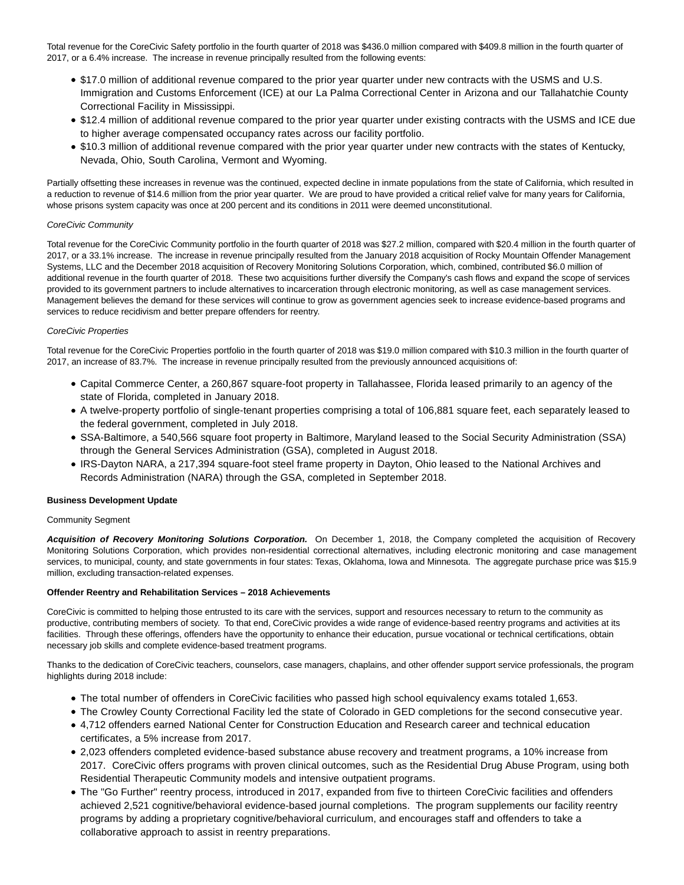Total revenue for the CoreCivic Safety portfolio in the fourth quarter of 2018 was $436.0 million compared with $409.8 million in the fourth quarter of 2017, or a 6.4% increase. The increase in revenue principally resulted from the following events:

- $17.0 million of additional revenue compared to the prior year quarter under new contracts with the USMS and U.S. Immigration and Customs Enforcement (ICE) at our La Palma Correctional Center in Arizona and our Tallahatchie County Correctional Facility in Mississippi.
- $12.4 million of additional revenue compared to the prior year quarter under existing contracts with the USMS and ICE due to higher average compensated occupancy rates across our facility portfolio.
- $10.3 million of additional revenue compared with the prior year quarter under new contracts with the states of Kentucky, Nevada, Ohio, South Carolina, Vermont and Wyoming.

Partially offsetting these increases in revenue was the continued, expected decline in inmate populations from the state of California, which resulted in a reduction to revenue of $14.6 million from the prior year quarter. We are proud to have provided a critical relief valve for many years for California, whose prisons system capacity was once at 200 percent and its conditions in 2011 were deemed unconstitutional.

*CoreCivic Community*

Total revenue for the CoreCivic Community portfolio in the fourth quarter of 2018 was $27.2 million, compared with $20.4 million in the fourth quarter of 2017, or a 33.1% increase. The increase in revenue principally resulted from the January 2018 acquisition of Rocky Mountain Offender Management Systems, LLC and the December 2018 acquisition of Recovery Monitoring Solutions Corporation, which, combined, contributed $6.0 million of additional revenue in the fourth quarter of 2018. These two acquisitions further diversify the Company's cash flows and expand the scope of services provided to its government partners to include alternatives to incarceration through electronic monitoring, as well as case management services. Management believes the demand for these services will continue to grow as government agencies seek to increase evidence-based programs and services to reduce recidivism and better prepare offenders for reentry.

*CoreCivic Properties*

Total revenue for the CoreCivic Properties portfolio in the fourth quarter of 2018 was $19.0 million compared with $10.3 million in the fourth quarter of 2017, an increase of 83.7%. The increase in revenue principally resulted from the previously announced acquisitions of:

- Capital Commerce Center, a 260,867 square-foot property in Tallahassee, Florida leased primarily to an agency of the state of Florida, completed in January 2018.
- A twelve-property portfolio of single-tenant properties comprising a total of 106,881 square feet, each separately leased to the federal government, completed in July 2018.
- SSA-Baltimore, a 540,566 square foot property in Baltimore, Maryland leased to the Social Security Administration (SSA) through the General Services Administration (GSA), completed in August 2018.
- IRS-Dayton NARA, a 217,394 square-foot steel frame property in Dayton, Ohio leased to the National Archives and Records Administration (NARA) through the GSA, completed in September 2018.

**Business Development Update**

Community Segment

***Acquisition of Recovery Monitoring Solutions Corporation.*** On December 1, 2018, the Company completed the acquisition of Recovery Monitoring Solutions Corporation, which provides non-residential correctional alternatives, including electronic monitoring and case management services, to municipal, county, and state governments in four states: Texas, Oklahoma, Iowa and Minnesota. The aggregate purchase price was $15.9 million, excluding transaction-related expenses.

**Offender Reentry and Rehabilitation Services – 2018 Achievements**

CoreCivic is committed to helping those entrusted to its care with the services, support and resources necessary to return to the community as productive, contributing members of society. To that end, CoreCivic provides a wide range of evidence-based reentry programs and activities at its facilities. Through these offerings, offenders have the opportunity to enhance their education, pursue vocational or technical certifications, obtain necessary job skills and complete evidence-based treatment programs.

Thanks to the dedication of CoreCivic teachers, counselors, case managers, chaplains, and other offender support service professionals, the program highlights during 2018 include:

- The total number of offenders in CoreCivic facilities who passed high school equivalency exams totaled 1,653.
- The Crowley County Correctional Facility led the state of Colorado in GED completions for the second consecutive year.
- 4,712 offenders earned National Center for Construction Education and Research career and technical education certificates, a 5% increase from 2017.
- 2,023 offenders completed evidence-based substance abuse recovery and treatment programs, a 10% increase from 2017. CoreCivic offers programs with proven clinical outcomes, such as the Residential Drug Abuse Program, using both Residential Therapeutic Community models and intensive outpatient programs.
- The "Go Further" reentry process, introduced in 2017, expanded from five to thirteen CoreCivic facilities and offenders achieved 2,521 cognitive/behavioral evidence-based journal completions. The program supplements our facility reentry programs by adding a proprietary cognitive/behavioral curriculum, and encourages staff and offenders to take a collaborative approach to assist in reentry preparations.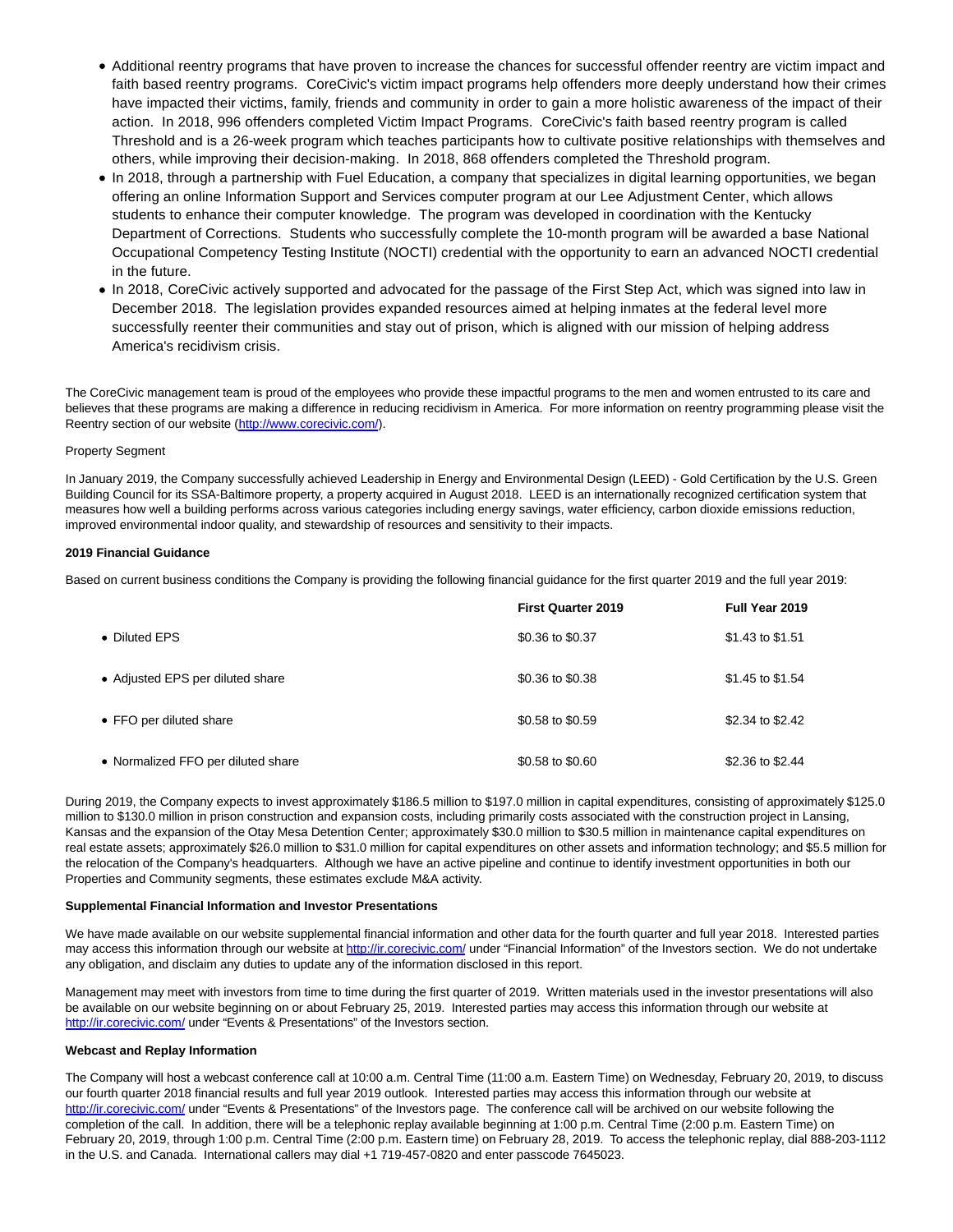- Additional reentry programs that have proven to increase the chances for successful offender reentry are victim impact and faith based reentry programs. CoreCivic's victim impact programs help offenders more deeply understand how their crimes have impacted their victims, family, friends and community in order to gain a more holistic awareness of the impact of their action. In 2018, 996 offenders completed Victim Impact Programs. CoreCivic's faith based reentry program is called Threshold and is a 26-week program which teaches participants how to cultivate positive relationships with themselves and others, while improving their decision-making. In 2018, 868 offenders completed the Threshold program.
- In 2018, through a partnership with Fuel Education, a company that specializes in digital learning opportunities, we began offering an online Information Support and Services computer program at our Lee Adjustment Center, which allows students to enhance their computer knowledge. The program was developed in coordination with the Kentucky Department of Corrections. Students who successfully complete the 10-month program will be awarded a base National Occupational Competency Testing Institute (NOCTI) credential with the opportunity to earn an advanced NOCTI credential in the future.
- In 2018, CoreCivic actively supported and advocated for the passage of the First Step Act, which was signed into law in December 2018. The legislation provides expanded resources aimed at helping inmates at the federal level more successfully reenter their communities and stay out of prison, which is aligned with our mission of helping address America's recidivism crisis.

The CoreCivic management team is proud of the employees who provide these impactful programs to the men and women entrusted to its care and believes that these programs are making a difference in reducing recidivism in America. For more information on reentry programming please visit the Reentry section of our website (http://www.corecivic.com/).

Property Segment

In January 2019, the Company successfully achieved Leadership in Energy and Environmental Design (LEED) - Gold Certification by the U.S. Green Building Council for its SSA-Baltimore property, a property acquired in August 2018. LEED is an internationally recognized certification system that measures how well a building performs across various categories including energy savings, water efficiency, carbon dioxide emissions reduction, improved environmental indoor quality, and stewardship of resources and sensitivity to their impacts.

**2019 Financial Guidance**

Based on current business conditions the Company is providing the following financial guidance for the first quarter 2019 and the full year 2019:

| | **First Quarter 2019** | **Full Year 2019** |
|---|---|---|
| • Diluted EPS | \$0.36 to \$0.37 | \$1.43 to \$1.51 |
| • Adjusted EPS per diluted share | \$0.36 to \$0.38 | \$1.45 to \$1.54 |
| • FFO per diluted share | \$0.58 to \$0.59 | \$2.34 to \$2.42 |
| • Normalized FFO per diluted share | \$0.58 to \$0.60 | \$2.36 to \$2.44 |

During 2019, the Company expects to invest approximately \$186.5 million to \$197.0 million in capital expenditures, consisting of approximately \$125.0 million to \$130.0 million in prison construction and expansion costs, including primarily costs associated with the construction project in Lansing, Kansas and the expansion of the Otay Mesa Detention Center; approximately \$30.0 million to \$30.5 million in maintenance capital expenditures on real estate assets; approximately \$26.0 million to \$31.0 million for capital expenditures on other assets and information technology; and \$5.5 million for the relocation of the Company's headquarters. Although we have an active pipeline and continue to identify investment opportunities in both our Properties and Community segments, these estimates exclude M&A activity.

**Supplemental Financial Information and Investor Presentations**

We have made available on our website supplemental financial information and other data for the fourth quarter and full year 2018. Interested parties may access this information through our website at http://ir.corecivic.com/ under "Financial Information" of the Investors section. We do not undertake any obligation, and disclaim any duties to update any of the information disclosed in this report.

Management may meet with investors from time to time during the first quarter of 2019. Written materials used in the investor presentations will also be available on our website beginning on or about February 25, 2019. Interested parties may access this information through our website at http://ir.corecivic.com/ under "Events & Presentations" of the Investors section.

**Webcast and Replay Information**

The Company will host a webcast conference call at 10:00 a.m. Central Time (11:00 a.m. Eastern Time) on Wednesday, February 20, 2019, to discuss our fourth quarter 2018 financial results and full year 2019 outlook. Interested parties may access this information through our website at http://ir.corecivic.com/ under "Events & Presentations" of the Investors page. The conference call will be archived on our website following the completion of the call. In addition, there will be a telephonic replay available beginning at 1:00 p.m. Central Time (2:00 p.m. Eastern Time) on February 20, 2019, through 1:00 p.m. Central Time (2:00 p.m. Eastern time) on February 28, 2019. To access the telephonic replay, dial 888-203-1112 in the U.S. and Canada. International callers may dial +1 719-457-0820 and enter passcode 7645023.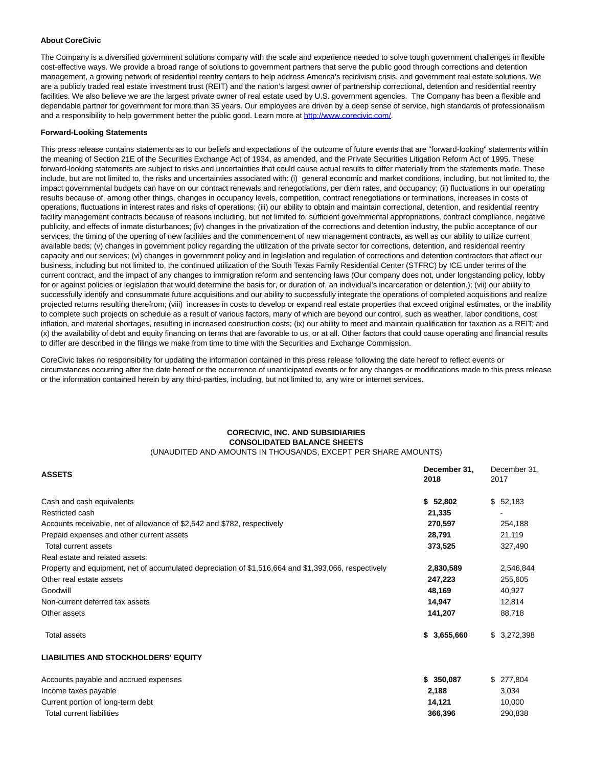**About CoreCivic**

The Company is a diversified government solutions company with the scale and experience needed to solve tough government challenges in flexible cost-effective ways. We provide a broad range of solutions to government partners that serve the public good through corrections and detention management, a growing network of residential reentry centers to help address America's recidivism crisis, and government real estate solutions. We are a publicly traded real estate investment trust (REIT) and the nation's largest owner of partnership correctional, detention and residential reentry facilities. We also believe we are the largest private owner of real estate used by U.S. government agencies. The Company has been a flexible and dependable partner for government for more than 35 years. Our employees are driven by a deep sense of service, high standards of professionalism and a responsibility to help government better the public good. Learn more at [http://www.corecivic.com/](http://www.corecivic.com/).

**Forward-Looking Statements**

This press release contains statements as to our beliefs and expectations of the outcome of future events that are "forward-looking" statements within the meaning of Section 21E of the Securities Exchange Act of 1934, as amended, and the Private Securities Litigation Reform Act of 1995. These forward-looking statements are subject to risks and uncertainties that could cause actual results to differ materially from the statements made. These include, but are not limited to, the risks and uncertainties associated with: (i) general economic and market conditions, including, but not limited to, the impact governmental budgets can have on our contract renewals and renegotiations, per diem rates, and occupancy; (ii) fluctuations in our operating results because of, among other things, changes in occupancy levels, competition, contract renegotiations or terminations, increases in costs of operations, fluctuations in interest rates and risks of operations; (iii) our ability to obtain and maintain correctional, detention, and residential reentry facility management contracts because of reasons including, but not limited to, sufficient governmental appropriations, contract compliance, negative publicity, and effects of inmate disturbances; (iv) changes in the privatization of the corrections and detention industry, the public acceptance of our services, the timing of the opening of new facilities and the commencement of new management contracts, as well as our ability to utilize current available beds; (v) changes in government policy regarding the utilization of the private sector for corrections, detention, and residential reentry capacity and our services; (vi) changes in government policy and in legislation and regulation of corrections and detention contractors that affect our business, including but not limited to, the continued utilization of the South Texas Family Residential Center (STFRC) by ICE under terms of the current contract, and the impact of any changes to immigration reform and sentencing laws (Our company does not, under longstanding policy, lobby for or against policies or legislation that would determine the basis for, or duration of, an individual's incarceration or detention.); (vii) our ability to successfully identify and consummate future acquisitions and our ability to successfully integrate the operations of completed acquisitions and realize projected returns resulting therefrom; (viii) increases in costs to develop or expand real estate properties that exceed original estimates, or the inability to complete such projects on schedule as a result of various factors, many of which are beyond our control, such as weather, labor conditions, cost inflation, and material shortages, resulting in increased construction costs; (ix) our ability to meet and maintain qualification for taxation as a REIT; and (x) the availability of debt and equity financing on terms that are favorable to us, or at all. Other factors that could cause operating and financial results to differ are described in the filings we make from time to time with the Securities and Exchange Commission.

CoreCivic takes no responsibility for updating the information contained in this press release following the date hereof to reflect events or circumstances occurring after the date hereof or the occurrence of unanticipated events or for any changes or modifications made to this press release or the information contained herein by any third-parties, including, but not limited to, any wire or internet services.

**CORECIVIC, INC. AND SUBSIDIARIES**
**CONSOLIDATED BALANCE SHEETS**
(UNAUDITED AND AMOUNTS IN THOUSANDS, EXCEPT PER SHARE AMOUNTS)

| **ASSETS** | **December 31, 2018** | December 31, 2017 |
|---|---|---|
| Cash and cash equivalents | **$ 52,802** | $ 52,183 |
| Restricted cash | **21,335** | - |
| Accounts receivable, net of allowance of $2,542 and $782, respectively | **270,597** | 254,188 |
| Prepaid expenses and other current assets | **28,791** | 21,119 |
| Total current assets | **373,525** | 327,490 |
| Real estate and related assets: | | |
| Property and equipment, net of accumulated depreciation of $1,516,664 and $1,393,066, respectively | **2,830,589** | 2,546,844 |
| Other real estate assets | **247,223** | 255,605 |
| Goodwill | **48,169** | 40,927 |
| Non-current deferred tax assets | **14,947** | 12,814 |
| Other assets | **141,207** | 88,718 |
| Total assets | **$ 3,655,660** | $ 3,272,398 |
| **LIABILITIES AND STOCKHOLDERS' EQUITY** | | |
| Accounts payable and accrued expenses | **$ 350,087** | $ 277,804 |
| Income taxes payable | **2,188** | 3,034 |
| Current portion of long-term debt | **14,121** | 10,000 |
| Total current liabilities | **366,396** | 290,838 |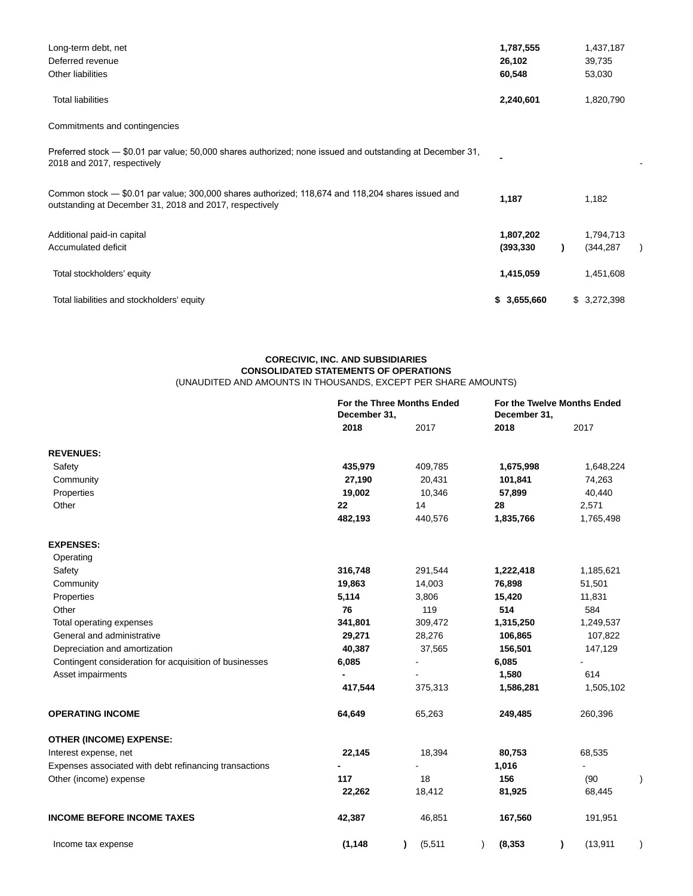| | 2018 | 2017 |
|---|---|---|
| Long-term debt, net | **1,787,555** | 1,437,187 |
| Deferred revenue | **26,102** | 39,735 |
| Other liabilities | **60,548** | 53,030 |
| Total liabilities | **2,240,601** | 1,820,790 |
| Commitments and contingencies | | |
| Preferred stock — $0.01 par value; 50,000 shares authorized; none issued and outstanding at December 31, 2018 and 2017, respectively | **-** | - |
| Common stock — $0.01 par value; 300,000 shares authorized; 118,674 and 118,204 shares issued and outstanding at December 31, 2018 and 2017, respectively | **1,187** | 1,182 |
| Additional paid-in capital | **1,807,202** | 1,794,713 |
| Accumulated deficit | **(393,330)** | (344,287) |
| Total stockholders' equity | **1,415,059** | 1,451,608 |
| Total liabilities and stockholders' equity | **$ 3,655,660** | $ 3,272,398 |

**CORECIVIC, INC. AND SUBSIDIARIES**
**CONSOLIDATED STATEMENTS OF OPERATIONS**
(UNAUDITED AND AMOUNTS IN THOUSANDS, EXCEPT PER SHARE AMOUNTS)

| | For the Three Months Ended December 31, | | For the Twelve Months Ended December 31, | |
|---|---|---|---|---|
| | **2018** | 2017 | **2018** | 2017 |
| **REVENUES:** | | | | |
| Safety | **435,979** | 409,785 | **1,675,998** | 1,648,224 |
| Community | **27,190** | 20,431 | **101,841** | 74,263 |
| Properties | **19,002** | 10,346 | **57,899** | 40,440 |
| Other | **22** | 14 | **28** | 2,571 |
| | **482,193** | 440,576 | **1,835,766** | 1,765,498 |
| **EXPENSES:** | | | | |
| Operating | | | | |
| Safety | **316,748** | 291,544 | **1,222,418** | 1,185,621 |
| Community | **19,863** | 14,003 | **76,898** | 51,501 |
| Properties | **5,114** | 3,806 | **15,420** | 11,831 |
| Other | **76** | 119 | **514** | 584 |
| Total operating expenses | **341,801** | 309,472 | **1,315,250** | 1,249,537 |
| General and administrative | **29,271** | 28,276 | **106,865** | 107,822 |
| Depreciation and amortization | **40,387** | 37,565 | **156,501** | 147,129 |
| Contingent consideration for acquisition of businesses | **6,085** | - | **6,085** | - |
| Asset impairments | **-** | - | **1,580** | 614 |
| | **417,544** | 375,313 | **1,586,281** | 1,505,102 |
| **OPERATING INCOME** | **64,649** | 65,263 | **249,485** | 260,396 |
| **OTHER (INCOME) EXPENSE:** | | | | |
| Interest expense, net | **22,145** | 18,394 | **80,753** | 68,535 |
| Expenses associated with debt refinancing transactions | **-** | - | **1,016** | - |
| Other (income) expense | **117** | 18 | **156** | (90) |
| | **22,262** | 18,412 | **81,925** | 68,445 |
| **INCOME BEFORE INCOME TAXES** | **42,387** | 46,851 | **167,560** | 191,951 |
| Income tax expense | **(1,148)** | (5,511) | **(8,353)** | (13,911) |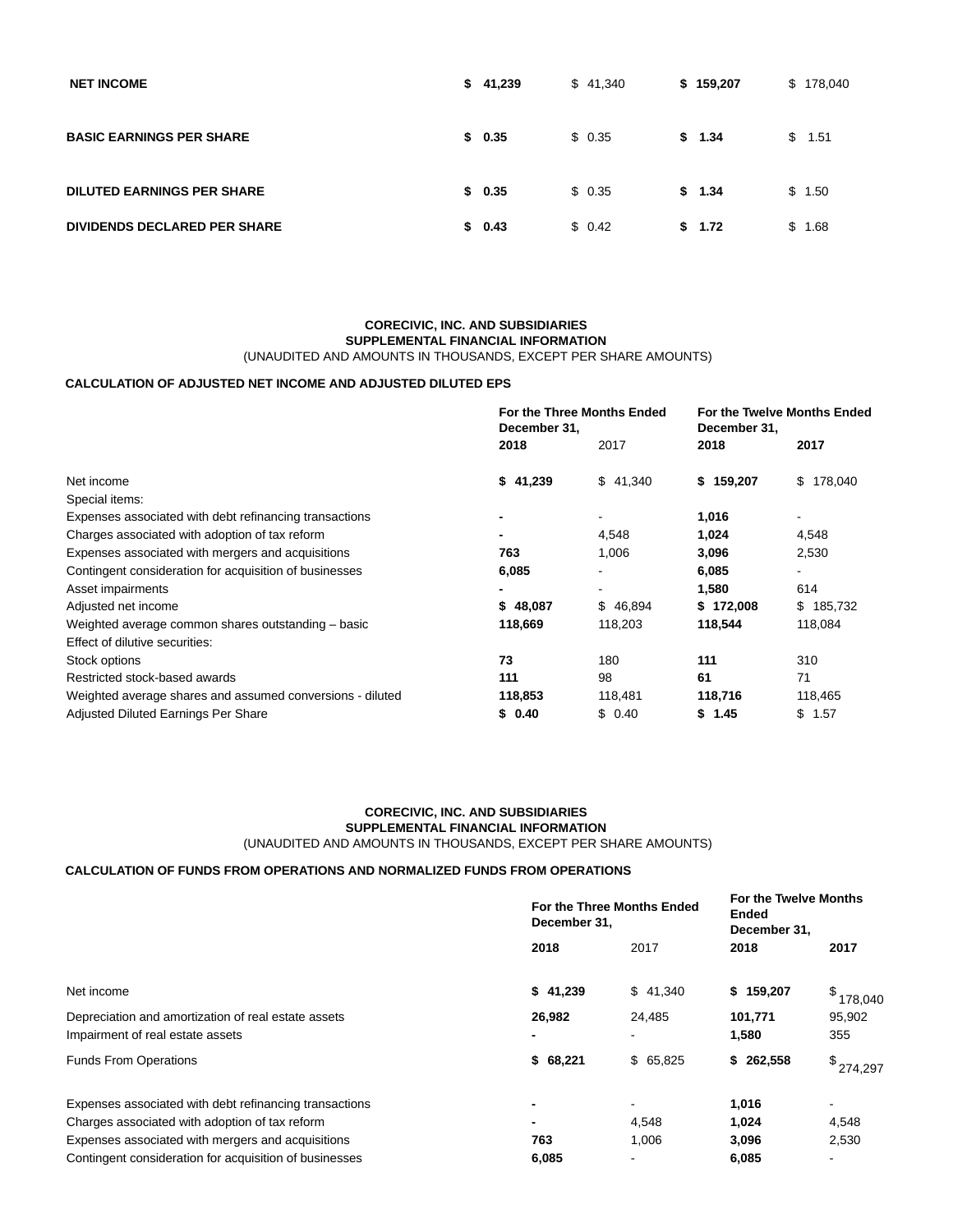| | | | | |
|---|---|---|---|---|
| **NET INCOME** | **$ 41,239** | $ 41,340 | **$ 159,207** | $ 178,040 |
| **BASIC EARNINGS PER SHARE** | **$ 0.35** | $ 0.35 | **$ 1.34** | $ 1.51 |
| **DILUTED EARNINGS PER SHARE** | **$ 0.35** | $ 0.35 | **$ 1.34** | $ 1.50 |
| **DIVIDENDS DECLARED PER SHARE** | **$ 0.43** | $ 0.42 | **$ 1.72** | $ 1.68 |

**CORECIVIC, INC. AND SUBSIDIARIES**
**SUPPLEMENTAL FINANCIAL INFORMATION**
(UNAUDITED AND AMOUNTS IN THOUSANDS, EXCEPT PER SHARE AMOUNTS)

**CALCULATION OF ADJUSTED NET INCOME AND ADJUSTED DILUTED EPS**

| | **For the Three Months Ended December 31,** | | **For the Twelve Months Ended December 31,** | |
|---|---|---|---|---|
| | **2018** | 2017 | **2018** | **2017** |
| Net income | **$ 41,239** | $ 41,340 | **$ 159,207** | $ 178,040 |
| Special items: | | | | |
| Expenses associated with debt refinancing transactions | **-** | - | **1,016** | - |
| Charges associated with adoption of tax reform | **-** | 4,548 | **1,024** | 4,548 |
| Expenses associated with mergers and acquisitions | **763** | 1,006 | **3,096** | 2,530 |
| Contingent consideration for acquisition of businesses | **6,085** | - | **6,085** | - |
| Asset impairments | **-** | - | **1,580** | 614 |
| Adjusted net income | **$ 48,087** | $ 46,894 | **$ 172,008** | $ 185,732 |
| Weighted average common shares outstanding – basic | **118,669** | 118,203 | **118,544** | 118,084 |
| Effect of dilutive securities: | | | | |
| Stock options | **73** | 180 | **111** | 310 |
| Restricted stock-based awards | **111** | 98 | **61** | 71 |
| Weighted average shares and assumed conversions - diluted | **118,853** | 118,481 | **118,716** | 118,465 |
| Adjusted Diluted Earnings Per Share | **$ 0.40** | $ 0.40 | **$ 1.45** | $ 1.57 |

**CORECIVIC, INC. AND SUBSIDIARIES**
**SUPPLEMENTAL FINANCIAL INFORMATION**
(UNAUDITED AND AMOUNTS IN THOUSANDS, EXCEPT PER SHARE AMOUNTS)

**CALCULATION OF FUNDS FROM OPERATIONS AND NORMALIZED FUNDS FROM OPERATIONS**

| | **For the Three Months Ended December 31,** | | **For the Twelve Months Ended December 31,** | |
|---|---|---|---|---|
| | **2018** | 2017 | **2018** | **2017** |
| Net income | **$ 41,239** | $ 41,340 | **$ 159,207** | $ 178,040 |
| Depreciation and amortization of real estate assets | **26,982** | 24,485 | **101,771** | 95,902 |
| Impairment of real estate assets | **-** | - | **1,580** | 355 |
| Funds From Operations | **$ 68,221** | $ 65,825 | **$ 262,558** | $ 274,297 |
| Expenses associated with debt refinancing transactions | **-** | - | **1,016** | - |
| Charges associated with adoption of tax reform | **-** | 4,548 | **1,024** | 4,548 |
| Expenses associated with mergers and acquisitions | **763** | 1,006 | **3,096** | 2,530 |
| Contingent consideration for acquisition of businesses | **6,085** | - | **6,085** | - |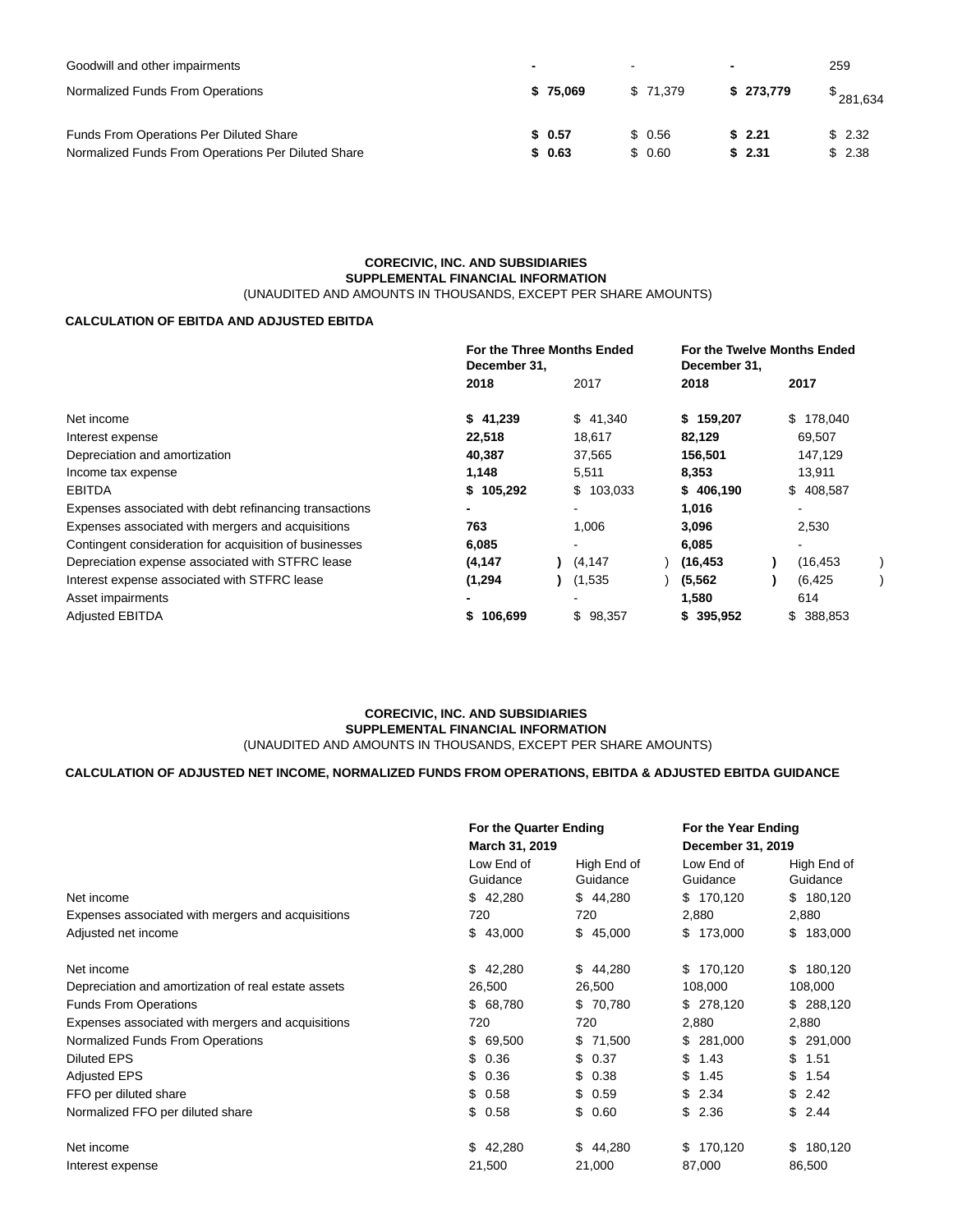| | | | | |
|---|---|---|---|---|
| Goodwill and other impairments | **-** | - | **-** | 259 |
| Normalized Funds From Operations | **$ 75,069** | $ 71,379 | **$ 273,779** | $ 281,634 |
| Funds From Operations Per Diluted Share | **$ 0.57** | $ 0.56 | **$ 2.21** | $ 2.32 |
| Normalized Funds From Operations Per Diluted Share | **$ 0.63** | $ 0.60 | **$ 2.31** | $ 2.38 |

**CORECIVIC, INC. AND SUBSIDIARIES**
**SUPPLEMENTAL FINANCIAL INFORMATION**
(UNAUDITED AND AMOUNTS IN THOUSANDS, EXCEPT PER SHARE AMOUNTS)

**CALCULATION OF EBITDA AND ADJUSTED EBITDA**

| | **For the Three Months Ended December 31,** | | **For the Twelve Months Ended December 31,** | |
|---|---|---|---|---|
| | **2018** | 2017 | **2018** | 2017 |
| Net income | **$ 41,239** | $ 41,340 | **$ 159,207** | $ 178,040 |
| Interest expense | **22,518** | 18,617 | **82,129** | 69,507 |
| Depreciation and amortization | **40,387** | 37,565 | **156,501** | 147,129 |
| Income tax expense | **1,148** | 5,511 | **8,353** | 13,911 |
| EBITDA | **$ 105,292** | $ 103,033 | **$ 406,190** | $ 408,587 |
| Expenses associated with debt refinancing transactions | **-** | - | **1,016** | - |
| Expenses associated with mergers and acquisitions | **763** | 1,006 | **3,096** | 2,530 |
| Contingent consideration for acquisition of businesses | **6,085** | - | **6,085** | - |
| Depreciation expense associated with STFRC lease | **(4,147)** | (4,147) | **(16,453)** | (16,453) |
| Interest expense associated with STFRC lease | **(1,294)** | (1,535) | **(5,562)** | (6,425) |
| Asset impairments | **-** | - | **1,580** | 614 |
| Adjusted EBITDA | **$ 106,699** | $ 98,357 | **$ 395,952** | $ 388,853 |

**CORECIVIC, INC. AND SUBSIDIARIES**
**SUPPLEMENTAL FINANCIAL INFORMATION**
(UNAUDITED AND AMOUNTS IN THOUSANDS, EXCEPT PER SHARE AMOUNTS)

**CALCULATION OF ADJUSTED NET INCOME, NORMALIZED FUNDS FROM OPERATIONS, EBITDA & ADJUSTED EBITDA GUIDANCE**

| | **For the Quarter Ending March 31, 2019** | | **For the Year Ending December 31, 2019** | |
|---|---|---|---|---|
| | Low End of Guidance | High End of Guidance | Low End of Guidance | High End of Guidance |
| Net income | $ 42,280 | $ 44,280 | $ 170,120 | $ 180,120 |
| Expenses associated with mergers and acquisitions | 720 | 720 | 2,880 | 2,880 |
| Adjusted net income | $ 43,000 | $ 45,000 | $ 173,000 | $ 183,000 |
| | | | | |
| Net income | $ 42,280 | $ 44,280 | $ 170,120 | $ 180,120 |
| Depreciation and amortization of real estate assets | 26,500 | 26,500 | 108,000 | 108,000 |
| Funds From Operations | $ 68,780 | $ 70,780 | $ 278,120 | $ 288,120 |
| Expenses associated with mergers and acquisitions | 720 | 720 | 2,880 | 2,880 |
| Normalized Funds From Operations | $ 69,500 | $ 71,500 | $ 281,000 | $ 291,000 |
| Diluted EPS | $ 0.36 | $ 0.37 | $ 1.43 | $ 1.51 |
| Adjusted EPS | $ 0.36 | $ 0.38 | $ 1.45 | $ 1.54 |
| FFO per diluted share | $ 0.58 | $ 0.59 | $ 2.34 | $ 2.42 |
| Normalized FFO per diluted share | $ 0.58 | $ 0.60 | $ 2.36 | $ 2.44 |
| | | | | |
| Net income | $ 42,280 | $ 44,280 | $ 170,120 | $ 180,120 |
| Interest expense | 21,500 | 21,000 | 87,000 | 86,500 |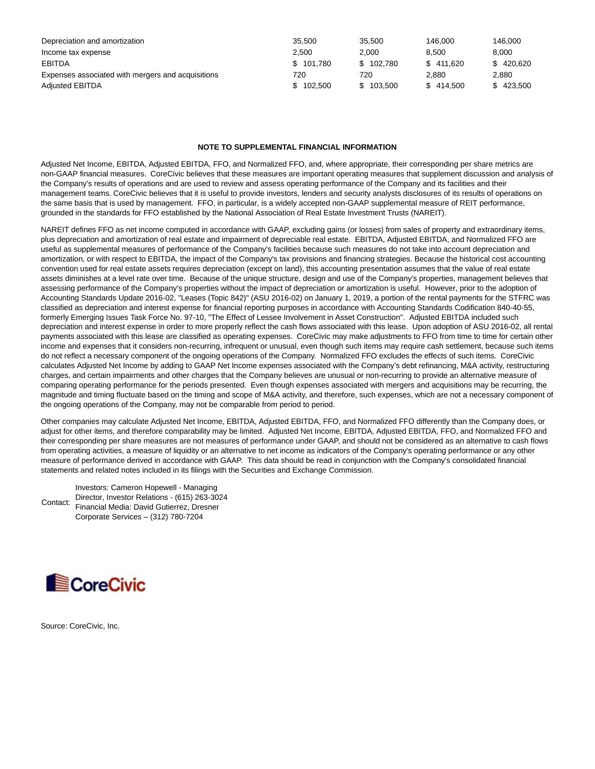| | | | | |
|---|---|---|---|---|
| Depreciation and amortization | 35,500 | 35,500 | 146,000 | 146,000 |
| Income tax expense | 2,500 | 2,000 | 8,500 | 8,000 |
| EBITDA | $ 101,780 | $ 102,780 | $ 411,620 | $ 420,620 |
| Expenses associated with mergers and acquisitions | 720 | 720 | 2,880 | 2,880 |
| Adjusted EBITDA | $ 102,500 | $ 103,500 | $ 414,500 | $ 423,500 |

**NOTE TO SUPPLEMENTAL FINANCIAL INFORMATION**

Adjusted Net Income, EBITDA, Adjusted EBITDA, FFO, and Normalized FFO, and, where appropriate, their corresponding per share metrics are non-GAAP financial measures. CoreCivic believes that these measures are important operating measures that supplement discussion and analysis of the Company's results of operations and are used to review and assess operating performance of the Company and its facilities and their management teams. CoreCivic believes that it is useful to provide investors, lenders and security analysts disclosures of its results of operations on the same basis that is used by management. FFO, in particular, is a widely accepted non-GAAP supplemental measure of REIT performance, grounded in the standards for FFO established by the National Association of Real Estate Investment Trusts (NAREIT).

NAREIT defines FFO as net income computed in accordance with GAAP, excluding gains (or losses) from sales of property and extraordinary items, plus depreciation and amortization of real estate and impairment of depreciable real estate. EBITDA, Adjusted EBITDA, and Normalized FFO are useful as supplemental measures of performance of the Company's facilities because such measures do not take into account depreciation and amortization, or with respect to EBITDA, the impact of the Company's tax provisions and financing strategies. Because the historical cost accounting convention used for real estate assets requires depreciation (except on land), this accounting presentation assumes that the value of real estate assets diminishes at a level rate over time. Because of the unique structure, design and use of the Company's properties, management believes that assessing performance of the Company's properties without the impact of depreciation or amortization is useful. However, prior to the adoption of Accounting Standards Update 2016-02, "Leases (Topic 842)" (ASU 2016-02) on January 1, 2019, a portion of the rental payments for the STFRC was classified as depreciation and interest expense for financial reporting purposes in accordance with Accounting Standards Codification 840-40-55, formerly Emerging Issues Task Force No. 97-10, "The Effect of Lessee Involvement in Asset Construction". Adjusted EBITDA included such depreciation and interest expense in order to more properly reflect the cash flows associated with this lease. Upon adoption of ASU 2016-02, all rental payments associated with this lease are classified as operating expenses. CoreCivic may make adjustments to FFO from time to time for certain other income and expenses that it considers non-recurring, infrequent or unusual, even though such items may require cash settlement, because such items do not reflect a necessary component of the ongoing operations of the Company. Normalized FFO excludes the effects of such items. CoreCivic calculates Adjusted Net Income by adding to GAAP Net Income expenses associated with the Company's debt refinancing, M&A activity, restructuring charges, and certain impairments and other charges that the Company believes are unusual or non-recurring to provide an alternative measure of comparing operating performance for the periods presented. Even though expenses associated with mergers and acquisitions may be recurring, the magnitude and timing fluctuate based on the timing and scope of M&A activity, and therefore, such expenses, which are not a necessary component of the ongoing operations of the Company, may not be comparable from period to period.

Other companies may calculate Adjusted Net Income, EBITDA, Adjusted EBITDA, FFO, and Normalized FFO differently than the Company does, or adjust for other items, and therefore comparability may be limited. Adjusted Net Income, EBITDA, Adjusted EBITDA, FFO, and Normalized FFO and their corresponding per share measures are not measures of performance under GAAP, and should not be considered as an alternative to cash flows from operating activities, a measure of liquidity or an alternative to net income as indicators of the Company's operating performance or any other measure of performance derived in accordance with GAAP. This data should be read in conjunction with the Company's consolidated financial statements and related notes included in its filings with the Securities and Exchange Commission.

Contact: Investors: Cameron Hopewell - Managing Director, Investor Relations - (615) 263-3024
Financial Media: David Gutierrez, Dresner Corporate Services – (312) 780-7204

CoreCivic

Source: CoreCivic, Inc.